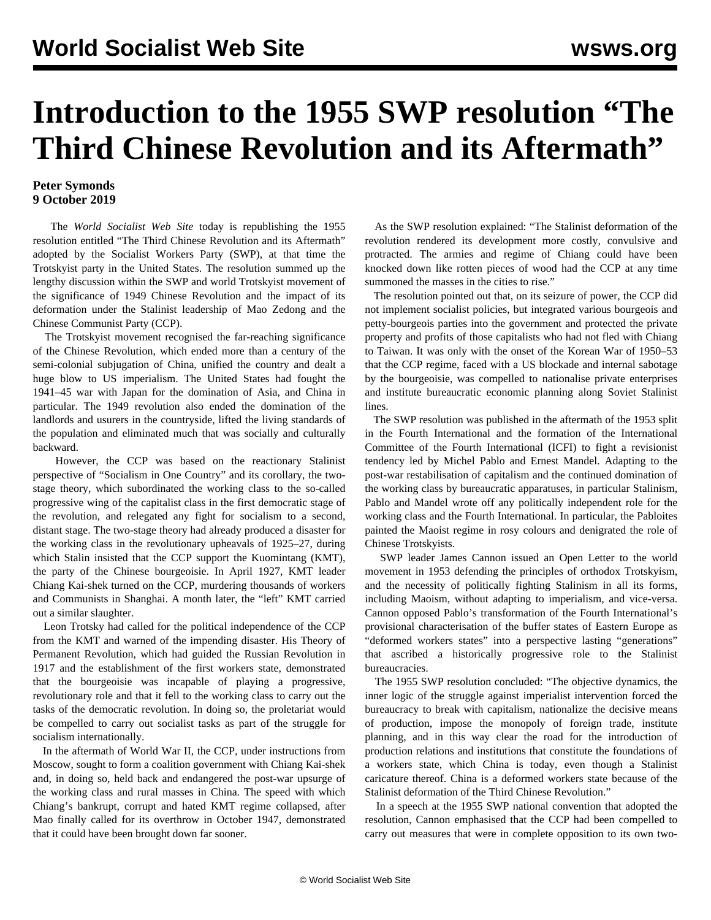# Introduction to the 1955 SWP resolution "The Third Chinese Revolution and its Aftermath"

**Peter Symonds**
**9 October 2019**

The *World Socialist Web Site* today is republishing the 1955 resolution entitled "The Third Chinese Revolution and its Aftermath" adopted by the Socialist Workers Party (SWP), at that time the Trotskyist party in the United States. The resolution summed up the lengthy discussion within the SWP and world Trotskyist movement of the significance of 1949 Chinese Revolution and the impact of its deformation under the Stalinist leadership of Mao Zedong and the Chinese Communist Party (CCP).

The Trotskyist movement recognised the far-reaching significance of the Chinese Revolution, which ended more than a century of the semi-colonial subjugation of China, unified the country and dealt a huge blow to US imperialism. The United States had fought the 1941–45 war with Japan for the domination of Asia, and China in particular. The 1949 revolution also ended the domination of the landlords and usurers in the countryside, lifted the living standards of the population and eliminated much that was socially and culturally backward.

However, the CCP was based on the reactionary Stalinist perspective of "Socialism in One Country" and its corollary, the two-stage theory, which subordinated the working class to the so-called progressive wing of the capitalist class in the first democratic stage of the revolution, and relegated any fight for socialism to a second, distant stage. The two-stage theory had already produced a disaster for the working class in the revolutionary upheavals of 1925–27, during which Stalin insisted that the CCP support the Kuomintang (KMT), the party of the Chinese bourgeoisie. In April 1927, KMT leader Chiang Kai-shek turned on the CCP, murdering thousands of workers and Communists in Shanghai. A month later, the "left" KMT carried out a similar slaughter.

Leon Trotsky had called for the political independence of the CCP from the KMT and warned of the impending disaster. His Theory of Permanent Revolution, which had guided the Russian Revolution in 1917 and the establishment of the first workers state, demonstrated that the bourgeoisie was incapable of playing a progressive, revolutionary role and that it fell to the working class to carry out the tasks of the democratic revolution. In doing so, the proletariat would be compelled to carry out socialist tasks as part of the struggle for socialism internationally.

In the aftermath of World War II, the CCP, under instructions from Moscow, sought to form a coalition government with Chiang Kai-shek and, in doing so, held back and endangered the post-war upsurge of the working class and rural masses in China. The speed with which Chiang's bankrupt, corrupt and hated KMT regime collapsed, after Mao finally called for its overthrow in October 1947, demonstrated that it could have been brought down far sooner.

As the SWP resolution explained: "The Stalinist deformation of the revolution rendered its development more costly, convulsive and protracted. The armies and regime of Chiang could have been knocked down like rotten pieces of wood had the CCP at any time summoned the masses in the cities to rise."

The resolution pointed out that, on its seizure of power, the CCP did not implement socialist policies, but integrated various bourgeois and petty-bourgeois parties into the government and protected the private property and profits of those capitalists who had not fled with Chiang to Taiwan. It was only with the onset of the Korean War of 1950–53 that the CCP regime, faced with a US blockade and internal sabotage by the bourgeoisie, was compelled to nationalise private enterprises and institute bureaucratic economic planning along Soviet Stalinist lines.

The SWP resolution was published in the aftermath of the 1953 split in the Fourth International and the formation of the International Committee of the Fourth International (ICFI) to fight a revisionist tendency led by Michel Pablo and Ernest Mandel. Adapting to the post-war restabilisation of capitalism and the continued domination of the working class by bureaucratic apparatuses, in particular Stalinism, Pablo and Mandel wrote off any politically independent role for the working class and the Fourth International. In particular, the Pabloites painted the Maoist regime in rosy colours and denigrated the role of Chinese Trotskyists.

SWP leader James Cannon issued an Open Letter to the world movement in 1953 defending the principles of orthodox Trotskyism, and the necessity of politically fighting Stalinism in all its forms, including Maoism, without adapting to imperialism, and vice-versa. Cannon opposed Pablo's transformation of the Fourth International's provisional characterisation of the buffer states of Eastern Europe as "deformed workers states" into a perspective lasting "generations" that ascribed a historically progressive role to the Stalinist bureaucracies.

The 1955 SWP resolution concluded: "The objective dynamics, the inner logic of the struggle against imperialist intervention forced the bureaucracy to break with capitalism, nationalize the decisive means of production, impose the monopoly of foreign trade, institute planning, and in this way clear the road for the introduction of production relations and institutions that constitute the foundations of a workers state, which China is today, even though a Stalinist caricature thereof. China is a deformed workers state because of the Stalinist deformation of the Third Chinese Revolution."

In a speech at the 1955 SWP national convention that adopted the resolution, Cannon emphasised that the CCP had been compelled to carry out measures that were in complete opposition to its own two-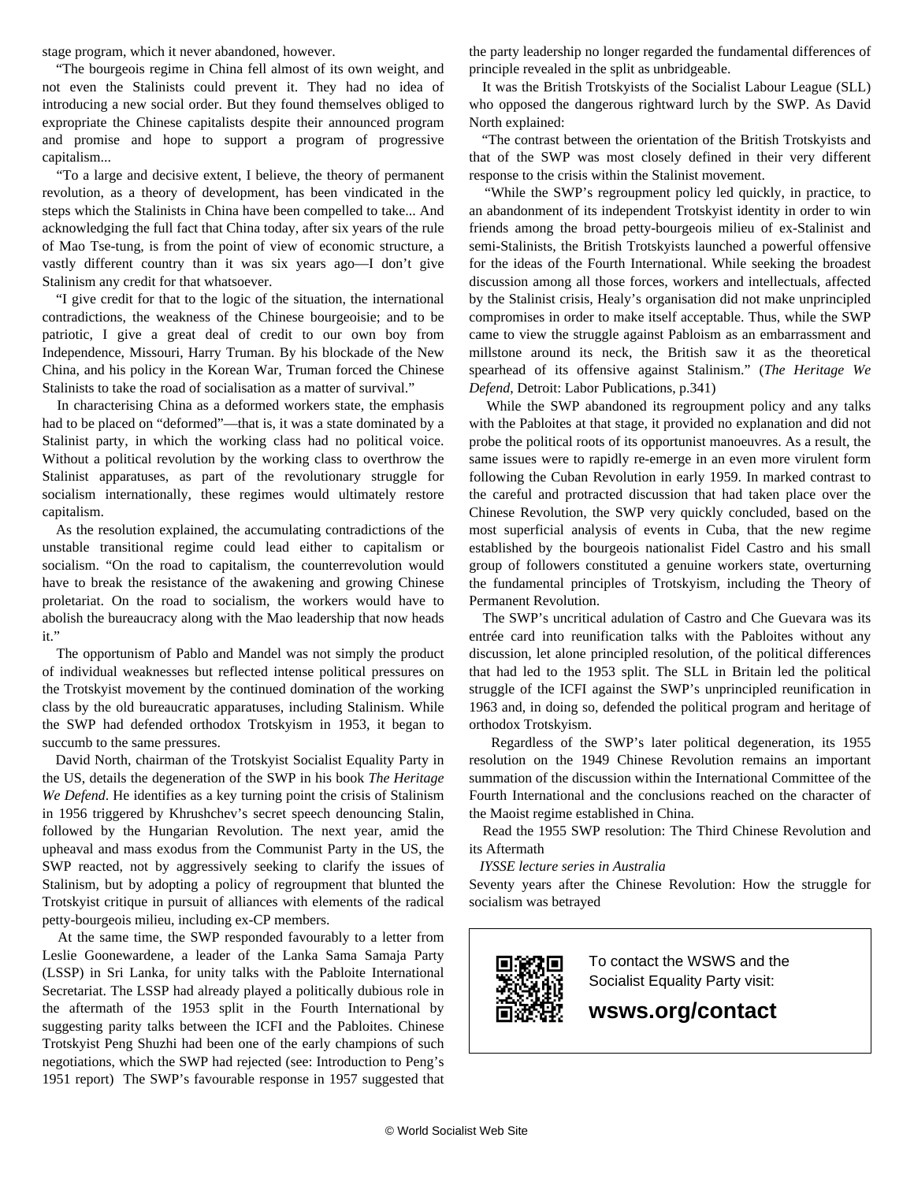stage program, which it never abandoned, however.

"The bourgeois regime in China fell almost of its own weight, and not even the Stalinists could prevent it. They had no idea of introducing a new social order. But they found themselves obliged to expropriate the Chinese capitalists despite their announced program and promise and hope to support a program of progressive capitalism...

"To a large and decisive extent, I believe, the theory of permanent revolution, as a theory of development, has been vindicated in the steps which the Stalinists in China have been compelled to take... And acknowledging the full fact that China today, after six years of the rule of Mao Tse-tung, is from the point of view of economic structure, a vastly different country than it was six years ago—I don't give Stalinism any credit for that whatsoever.

"I give credit for that to the logic of the situation, the international contradictions, the weakness of the Chinese bourgeoisie; and to be patriotic, I give a great deal of credit to our own boy from Independence, Missouri, Harry Truman. By his blockade of the New China, and his policy in the Korean War, Truman forced the Chinese Stalinists to take the road of socialisation as a matter of survival."

In characterising China as a deformed workers state, the emphasis had to be placed on "deformed"—that is, it was a state dominated by a Stalinist party, in which the working class had no political voice. Without a political revolution by the working class to overthrow the Stalinist apparatuses, as part of the revolutionary struggle for socialism internationally, these regimes would ultimately restore capitalism.

As the resolution explained, the accumulating contradictions of the unstable transitional regime could lead either to capitalism or socialism. "On the road to capitalism, the counterrevolution would have to break the resistance of the awakening and growing Chinese proletariat. On the road to socialism, the workers would have to abolish the bureaucracy along with the Mao leadership that now heads it."

The opportunism of Pablo and Mandel was not simply the product of individual weaknesses but reflected intense political pressures on the Trotskyist movement by the continued domination of the working class by the old bureaucratic apparatuses, including Stalinism. While the SWP had defended orthodox Trotskyism in 1953, it began to succumb to the same pressures.

David North, chairman of the Trotskyist Socialist Equality Party in the US, details the degeneration of the SWP in his book *The Heritage We Defend*. He identifies as a key turning point the crisis of Stalinism in 1956 triggered by Khrushchev's secret speech denouncing Stalin, followed by the Hungarian Revolution. The next year, amid the upheaval and mass exodus from the Communist Party in the US, the SWP reacted, not by aggressively seeking to clarify the issues of Stalinism, but by adopting a policy of regroupment that blunted the Trotskyist critique in pursuit of alliances with elements of the radical petty-bourgeois milieu, including ex-CP members.

At the same time, the SWP responded favourably to a letter from Leslie Goonewardene, a leader of the Lanka Sama Samaja Party (LSSP) in Sri Lanka, for unity talks with the Pabloite International Secretariat. The LSSP had already played a politically dubious role in the aftermath of the 1953 split in the Fourth International by suggesting parity talks between the ICFI and the Pabloites. Chinese Trotskyist Peng Shuzhi had been one of the early champions of such negotiations, which the SWP had rejected (see: Introduction to Peng's 1951 report) The SWP's favourable response in 1957 suggested that the party leadership no longer regarded the fundamental differences of principle revealed in the split as unbridgeable.

It was the British Trotskyists of the Socialist Labour League (SLL) who opposed the dangerous rightward lurch by the SWP. As David North explained:

"The contrast between the orientation of the British Trotskyists and that of the SWP was most closely defined in their very different response to the crisis within the Stalinist movement.

"While the SWP's regroupment policy led quickly, in practice, to an abandonment of its independent Trotskyist identity in order to win friends among the broad petty-bourgeois milieu of ex-Stalinist and semi-Stalinists, the British Trotskyists launched a powerful offensive for the ideas of the Fourth International. While seeking the broadest discussion among all those forces, workers and intellectuals, affected by the Stalinist crisis, Healy's organisation did not make unprincipled compromises in order to make itself acceptable. Thus, while the SWP came to view the struggle against Pabloism as an embarrassment and millstone around its neck, the British saw it as the theoretical spearhead of its offensive against Stalinism." (*The Heritage We Defend*, Detroit: Labor Publications, p.341)

While the SWP abandoned its regroupment policy and any talks with the Pabloites at that stage, it provided no explanation and did not probe the political roots of its opportunist manoeuvres. As a result, the same issues were to rapidly re-emerge in an even more virulent form following the Cuban Revolution in early 1959. In marked contrast to the careful and protracted discussion that had taken place over the Chinese Revolution, the SWP very quickly concluded, based on the most superficial analysis of events in Cuba, that the new regime established by the bourgeois nationalist Fidel Castro and his small group of followers constituted a genuine workers state, overturning the fundamental principles of Trotskyism, including the Theory of Permanent Revolution.

The SWP's uncritical adulation of Castro and Che Guevara was its entrée card into reunification talks with the Pabloites without any discussion, let alone principled resolution, of the political differences that had led to the 1953 split. The SLL in Britain led the political struggle of the ICFI against the SWP's unprincipled reunification in 1963 and, in doing so, defended the political program and heritage of orthodox Trotskyism.

Regardless of the SWP's later political degeneration, its 1955 resolution on the 1949 Chinese Revolution remains an important summation of the discussion within the International Committee of the Fourth International and the conclusions reached on the character of the Maoist regime established in China.

Read the 1955 SWP resolution: The Third Chinese Revolution and its Aftermath

*IYSSE lecture series in Australia*

Seventy years after the Chinese Revolution: How the struggle for socialism was betrayed

To contact the WSWS and the Socialist Equality Party visit:

**wsws.org/contact**